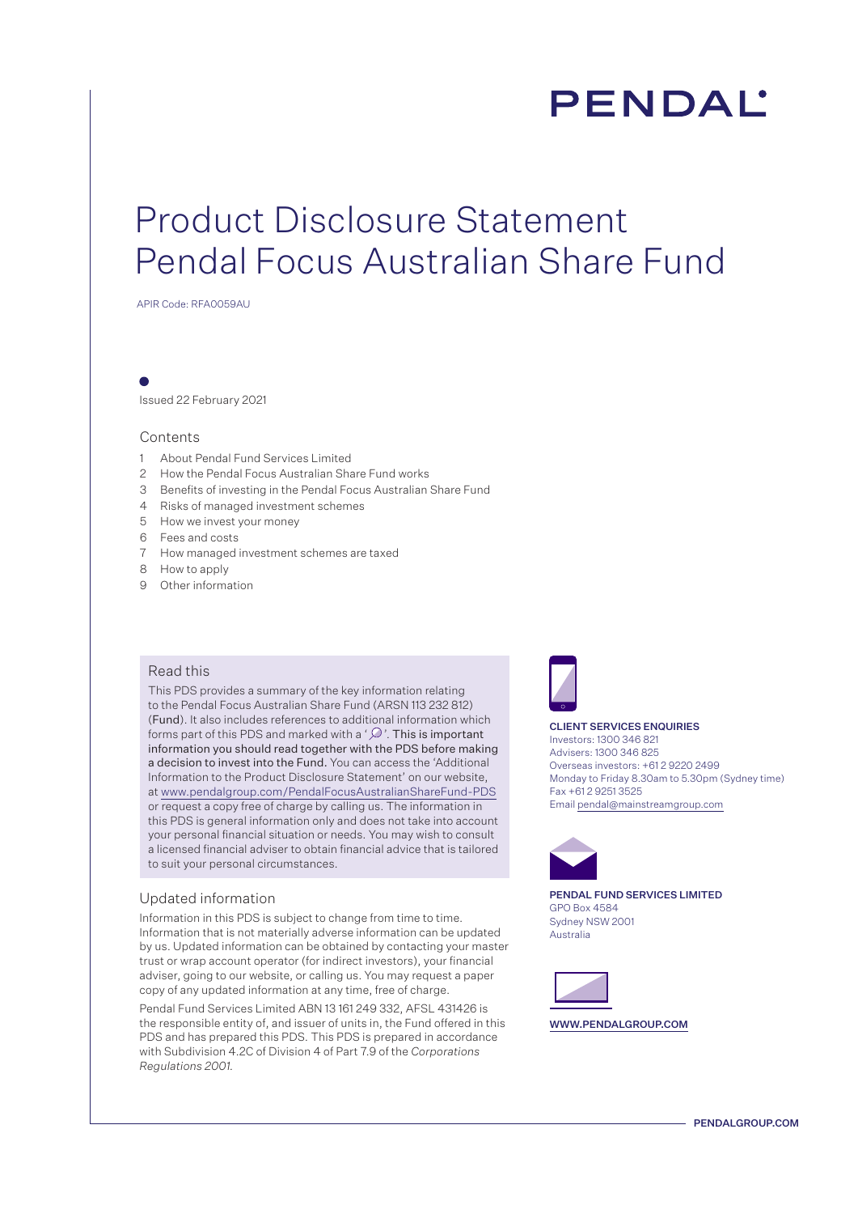# PENDAL

# Product Disclosure Statement
# Pendal Focus Australian Share Fund

APIR Code: RFA0059AU

Issued 22 February 2021

## Contents

1 About Pendal Fund Services Limited
2 How the Pendal Focus Australian Share Fund works
3 Benefits of investing in the Pendal Focus Australian Share Fund
4 Risks of managed investment schemes
5 How we invest your money
6 Fees and costs
7 How managed investment schemes are taxed
8 How to apply
9 Other information

## Read this

This PDS provides a summary of the key information relating to the Pendal Focus Australian Share Fund (ARSN 113 232 812) (**Fund**). It also includes references to additional information which forms part of this PDS and marked with a '🔍'. **This is important information you should read together with the PDS before making a decision to invest into the Fund.** You can access the 'Additional Information to the Product Disclosure Statement' on our website, at www.pendalgroup.com/PendalFocusAustralianShareFund-PDS or request a copy free of charge by calling us. The information in this PDS is general information only and does not take into account your personal financial situation or needs. You may wish to consult a licensed financial adviser to obtain financial advice that is tailored to suit your personal circumstances.

## Updated information

Information in this PDS is subject to change from time to time. Information that is not materially adverse information can be updated by us. Updated information can be obtained by contacting your master trust or wrap account operator (for indirect investors), your financial adviser, going to our website, or calling us. You may request a paper copy of any updated information at any time, free of charge.

Pendal Fund Services Limited ABN 13 161 249 332, AFSL 431426 is the responsible entity of, and issuer of units in, the Fund offered in this PDS and has prepared this PDS. This PDS is prepared in accordance with Subdivision 4.2C of Division 4 of Part 7.9 of the *Corporations Regulations 2001*.

**CLIENT SERVICES ENQUIRIES**
Investors: 1300 346 821
Advisers: 1300 346 825
Overseas investors: +61 2 9220 2499
Monday to Friday 8.30am to 5.30pm (Sydney time)
Fax +61 2 9251 3525
Email pendal@mainstreamgroup.com

**PENDAL FUND SERVICES LIMITED**
GPO Box 4584
Sydney NSW 2001
Australia

**WWW.PENDALGROUP.COM**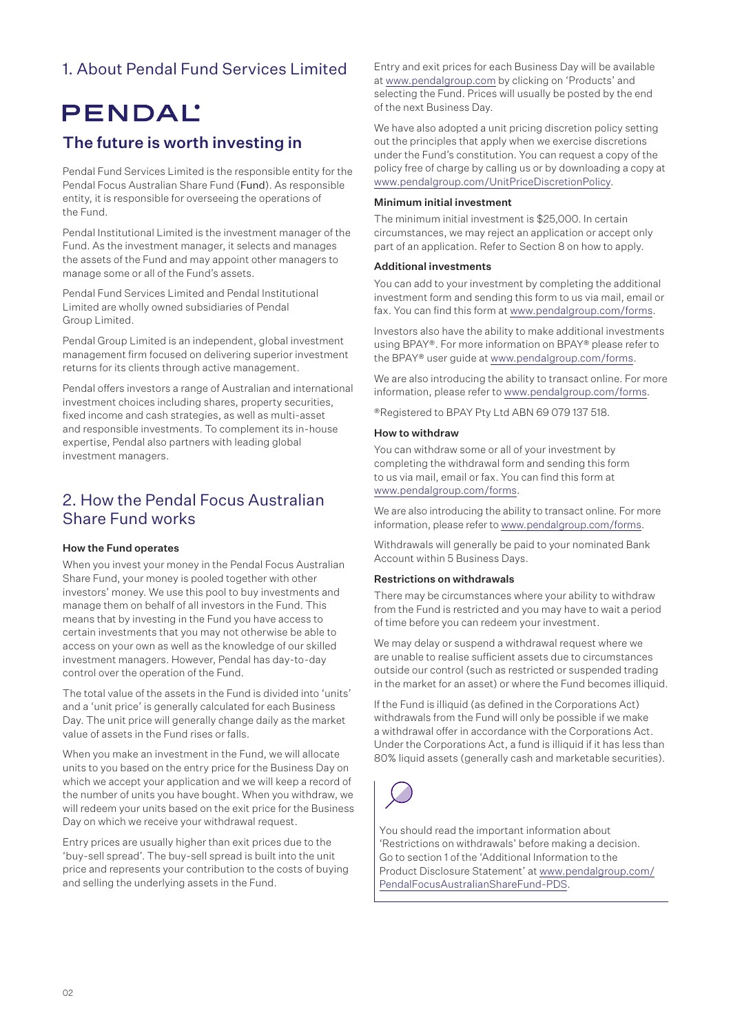## 1. About Pendal Fund Services Limited

# PENDAL

## The future is worth investing in

Pendal Fund Services Limited is the responsible entity for the Pendal Focus Australian Share Fund (**Fund**). As responsible entity, it is responsible for overseeing the operations of the Fund.

Pendal Institutional Limited is the investment manager of the Fund. As the investment manager, it selects and manages the assets of the Fund and may appoint other managers to manage some or all of the Fund's assets.

Pendal Fund Services Limited and Pendal Institutional Limited are wholly owned subsidiaries of Pendal Group Limited.

Pendal Group Limited is an independent, global investment management firm focused on delivering superior investment returns for its clients through active management.

Pendal offers investors a range of Australian and international investment choices including shares, property securities, fixed income and cash strategies, as well as multi-asset and responsible investments. To complement its in-house expertise, Pendal also partners with leading global investment managers.

## 2. How the Pendal Focus Australian Share Fund works

#### How the Fund operates

When you invest your money in the Pendal Focus Australian Share Fund, your money is pooled together with other investors' money. We use this pool to buy investments and manage them on behalf of all investors in the Fund. This means that by investing in the Fund you have access to certain investments that you may not otherwise be able to access on your own as well as the knowledge of our skilled investment managers. However, Pendal has day-to-day control over the operation of the Fund.

The total value of the assets in the Fund is divided into 'units' and a 'unit price' is generally calculated for each Business Day. The unit price will generally change daily as the market value of assets in the Fund rises or falls.

When you make an investment in the Fund, we will allocate units to you based on the entry price for the Business Day on which we accept your application and we will keep a record of the number of units you have bought. When you withdraw, we will redeem your units based on the exit price for the Business Day on which we receive your withdrawal request.

Entry prices are usually higher than exit prices due to the 'buy-sell spread'. The buy-sell spread is built into the unit price and represents your contribution to the costs of buying and selling the underlying assets in the Fund.

Entry and exit prices for each Business Day will be available at www.pendalgroup.com by clicking on 'Products' and selecting the Fund. Prices will usually be posted by the end of the next Business Day.

We have also adopted a unit pricing discretion policy setting out the principles that apply when we exercise discretions under the Fund's constitution. You can request a copy of the policy free of charge by calling us or by downloading a copy at www.pendalgroup.com/UnitPriceDiscretionPolicy.

#### Minimum initial investment

The minimum initial investment is $25,000. In certain circumstances, we may reject an application or accept only part of an application. Refer to Section 8 on how to apply.

#### Additional investments

You can add to your investment by completing the additional investment form and sending this form to us via mail, email or fax. You can find this form at www.pendalgroup.com/forms.

Investors also have the ability to make additional investments using BPAY®. For more information on BPAY® please refer to the BPAY® user guide at www.pendalgroup.com/forms.

We are also introducing the ability to transact online. For more information, please refer to www.pendalgroup.com/forms.

®Registered to BPAY Pty Ltd ABN 69 079 137 518.

#### How to withdraw

You can withdraw some or all of your investment by completing the withdrawal form and sending this form to us via mail, email or fax. You can find this form at www.pendalgroup.com/forms.

We are also introducing the ability to transact online. For more information, please refer to www.pendalgroup.com/forms.

Withdrawals will generally be paid to your nominated Bank Account within 5 Business Days.

#### Restrictions on withdrawals

There may be circumstances where your ability to withdraw from the Fund is restricted and you may have to wait a period of time before you can redeem your investment.

We may delay or suspend a withdrawal request where we are unable to realise sufficient assets due to circumstances outside our control (such as restricted or suspended trading in the market for an asset) or where the Fund becomes illiquid.

If the Fund is illiquid (as defined in the Corporations Act) withdrawals from the Fund will only be possible if we make a withdrawal offer in accordance with the Corporations Act. Under the Corporations Act, a fund is illiquid if it has less than 80% liquid assets (generally cash and marketable securities).

You should read the important information about 'Restrictions on withdrawals' before making a decision. Go to section 1 of the 'Additional Information to the Product Disclosure Statement' at www.pendalgroup.com/PendalFocusAustralianShareFund-PDS.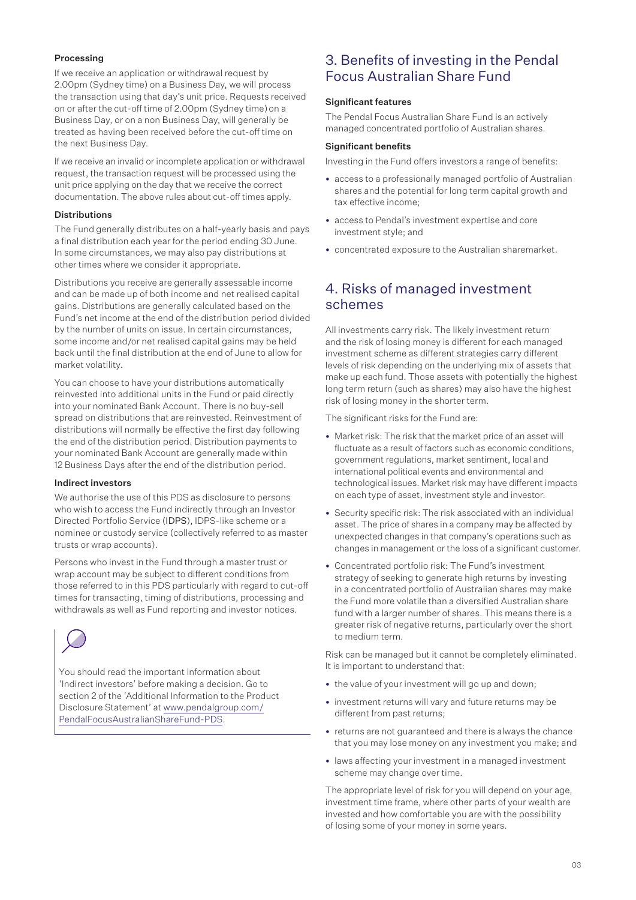#### Processing

If we receive an application or withdrawal request by 2.00pm (Sydney time) on a Business Day, we will process the transaction using that day's unit price. Requests received on or after the cut-off time of 2.00pm (Sydney time) on a Business Day, or on a non Business Day, will generally be treated as having been received before the cut-off time on the next Business Day.

If we receive an invalid or incomplete application or withdrawal request, the transaction request will be processed using the unit price applying on the day that we receive the correct documentation. The above rules about cut-off times apply.

#### Distributions

The Fund generally distributes on a half-yearly basis and pays a final distribution each year for the period ending 30 June. In some circumstances, we may also pay distributions at other times where we consider it appropriate.

Distributions you receive are generally assessable income and can be made up of both income and net realised capital gains. Distributions are generally calculated based on the Fund's net income at the end of the distribution period divided by the number of units on issue. In certain circumstances, some income and/or net realised capital gains may be held back until the final distribution at the end of June to allow for market volatility.

You can choose to have your distributions automatically reinvested into additional units in the Fund or paid directly into your nominated Bank Account. There is no buy-sell spread on distributions that are reinvested. Reinvestment of distributions will normally be effective the first day following the end of the distribution period. Distribution payments to your nominated Bank Account are generally made within 12 Business Days after the end of the distribution period.

#### Indirect investors

We authorise the use of this PDS as disclosure to persons who wish to access the Fund indirectly through an Investor Directed Portfolio Service (**IDPS**), IDPS-like scheme or a nominee or custody service (collectively referred to as master trusts or wrap accounts).

Persons who invest in the Fund through a master trust or wrap account may be subject to different conditions from those referred to in this PDS particularly with regard to cut-off times for transacting, timing of distributions, processing and withdrawals as well as Fund reporting and investor notices.

You should read the important information about 'Indirect investors' before making a decision. Go to section 2 of the 'Additional Information to the Product Disclosure Statement' at www.pendalgroup.com/PendalFocusAustralianShareFund-PDS.

## 3. Benefits of investing in the Pendal Focus Australian Share Fund

#### Significant features

The Pendal Focus Australian Share Fund is an actively managed concentrated portfolio of Australian shares.

#### Significant benefits

Investing in the Fund offers investors a range of benefits:

- access to a professionally managed portfolio of Australian shares and the potential for long term capital growth and tax effective income;
- access to Pendal's investment expertise and core investment style; and
- concentrated exposure to the Australian sharemarket.

## 4. Risks of managed investment schemes

All investments carry risk. The likely investment return and the risk of losing money is different for each managed investment scheme as different strategies carry different levels of risk depending on the underlying mix of assets that make up each fund. Those assets with potentially the highest long term return (such as shares) may also have the highest risk of losing money in the shorter term.

The significant risks for the Fund are:

- Market risk: The risk that the market price of an asset will fluctuate as a result of factors such as economic conditions, government regulations, market sentiment, local and international political events and environmental and technological issues. Market risk may have different impacts on each type of asset, investment style and investor.
- Security specific risk: The risk associated with an individual asset. The price of shares in a company may be affected by unexpected changes in that company's operations such as changes in management or the loss of a significant customer.
- Concentrated portfolio risk: The Fund's investment strategy of seeking to generate high returns by investing in a concentrated portfolio of Australian shares may make the Fund more volatile than a diversified Australian share fund with a larger number of shares. This means there is a greater risk of negative returns, particularly over the short to medium term.

Risk can be managed but it cannot be completely eliminated. It is important to understand that:

- the value of your investment will go up and down;
- investment returns will vary and future returns may be different from past returns;
- returns are not guaranteed and there is always the chance that you may lose money on any investment you make; and
- laws affecting your investment in a managed investment scheme may change over time.

The appropriate level of risk for you will depend on your age, investment time frame, where other parts of your wealth are invested and how comfortable you are with the possibility of losing some of your money in some years.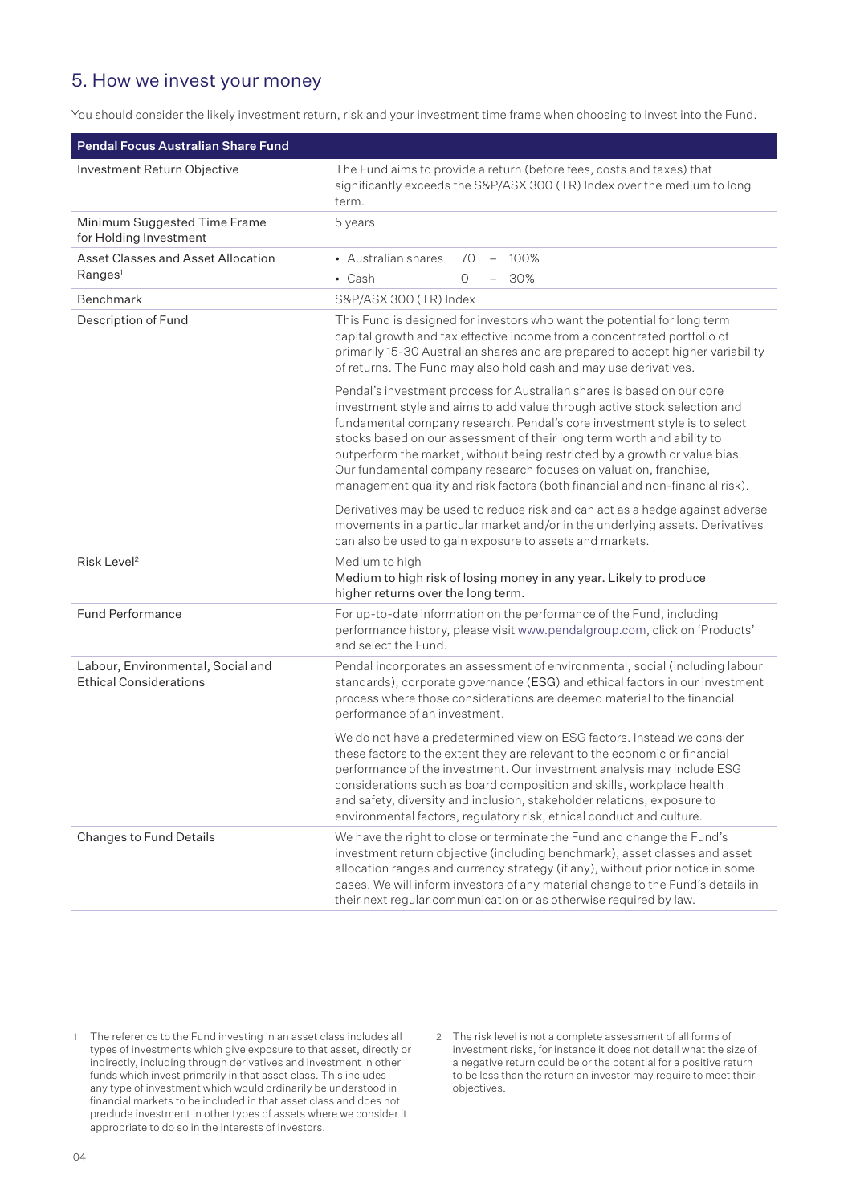## 5. How we invest your money

You should consider the likely investment return, risk and your investment time frame when choosing to invest into the Fund.

| Pendal Focus Australian Share Fund | |
|---|---|
| Investment Return Objective | The Fund aims to provide a return (before fees, costs and taxes) that significantly exceeds the S&P/ASX 300 (TR) Index over the medium to long term. |
| Minimum Suggested Time Frame for Holding Investment | 5 years |
| Asset Classes and Asset Allocation Ranges[1] | • Australian shares 70 – 100%<br>• Cash 0 – 30% |
| Benchmark | S&P/ASX 300 (TR) Index |
| Description of Fund | This Fund is designed for investors who want the potential for long term capital growth and tax effective income from a concentrated portfolio of primarily 15-30 Australian shares and are prepared to accept higher variability of returns. The Fund may also hold cash and may use derivatives.<br><br>Pendal's investment process for Australian shares is based on our core investment style and aims to add value through active stock selection and fundamental company research. Pendal's core investment style is to select stocks based on our assessment of their long term worth and ability to outperform the market, without being restricted by a growth or value bias. Our fundamental company research focuses on valuation, franchise, management quality and risk factors (both financial and non-financial risk).<br><br>Derivatives may be used to reduce risk and can act as a hedge against adverse movements in a particular market and/or in the underlying assets. Derivatives can also be used to gain exposure to assets and markets. |
| Risk Level[2] | Medium to high<br>Medium to high risk of losing money in any year. Likely to produce higher returns over the long term. |
| Fund Performance | For up-to-date information on the performance of the Fund, including performance history, please visit www.pendalgroup.com, click on 'Products' and select the Fund. |
| Labour, Environmental, Social and Ethical Considerations | Pendal incorporates an assessment of environmental, social (including labour standards), corporate governance (ESG) and ethical factors in our investment process where those considerations are deemed material to the financial performance of an investment.<br><br>We do not have a predetermined view on ESG factors. Instead we consider these factors to the extent they are relevant to the economic or financial performance of the investment. Our investment analysis may include ESG considerations such as board composition and skills, workplace health and safety, diversity and inclusion, stakeholder relations, exposure to environmental factors, regulatory risk, ethical conduct and culture. |
| Changes to Fund Details | We have the right to close or terminate the Fund and change the Fund's investment return objective (including benchmark), asset classes and asset allocation ranges and currency strategy (if any), without prior notice in some cases. We will inform investors of any material change to the Fund's details in their next regular communication or as otherwise required by law. |

1 The reference to the Fund investing in an asset class includes all types of investments which give exposure to that asset, directly or indirectly, including through derivatives and investment in other funds which invest primarily in that asset class. This includes any type of investment which would ordinarily be understood in financial markets to be included in that asset class and does not preclude investment in other types of assets where we consider it appropriate to do so in the interests of investors.

2 The risk level is not a complete assessment of all forms of investment risks, for instance it does not detail what the size of a negative return could be or the potential for a positive return to be less than the return an investor may require to meet their objectives.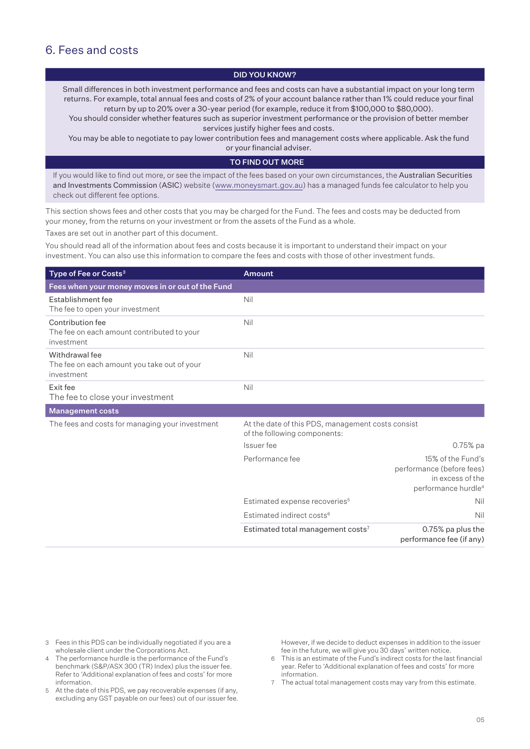## 6. Fees and costs

**DID YOU KNOW?**

Small differences in both investment performance and fees and costs can have a substantial impact on your long term returns. For example, total annual fees and costs of 2% of your account balance rather than 1% could reduce your final return by up to 20% over a 30-year period (for example, reduce it from $100,000 to $80,000).

You should consider whether features such as superior investment performance or the provision of better member services justify higher fees and costs.

You may be able to negotiate to pay lower contribution fees and management costs where applicable. Ask the fund or your financial adviser.

**TO FIND OUT MORE**

If you would like to find out more, or see the impact of the fees based on your own circumstances, the Australian Securities and Investments Commission (ASIC) website (www.moneysmart.gov.au) has a managed funds fee calculator to help you check out different fee options.

This section shows fees and other costs that you may be charged for the Fund. The fees and costs may be deducted from your money, from the returns on your investment or from the assets of the Fund as a whole.

Taxes are set out in another part of this document.

You should read all of the information about fees and costs because it is important to understand their impact on your investment. You can also use this information to compare the fees and costs with those of other investment funds.

| Type of Fee or Costs[3] | Amount | |
|---|---|---|
| **Fees when your money moves in or out of the Fund** | | |
| Establishment fee<br>The fee to open your investment | Nil | |
| Contribution fee<br>The fee on each amount contributed to your investment | Nil | |
| Withdrawal fee<br>The fee on each amount you take out of your investment | Nil | |
| Exit fee<br>The fee to close your investment | Nil | |
| **Management costs** | | |
| The fees and costs for managing your investment | At the date of this PDS, management costs consist of the following components: | |
| | Issuer fee | 0.75% pa |
| | Performance fee | 15% of the Fund's performance (before fees) in excess of the performance hurdle[4] |
| | Estimated expense recoveries[5] | Nil |
| | Estimated indirect costs[6] | Nil |
| | Estimated total management costs[7] | 0.75% pa plus the performance fee (if any) |

3 Fees in this PDS can be individually negotiated if you are a wholesale client under the Corporations Act.

4 The performance hurdle is the performance of the Fund's benchmark (S&P/ASX 300 (TR) Index) plus the issuer fee. Refer to 'Additional explanation of fees and costs' for more information.

5 At the date of this PDS, we pay recoverable expenses (if any, excluding any GST payable on our fees) out of our issuer fee. However, if we decide to deduct expenses in addition to the issuer fee in the future, we will give you 30 days' written notice.

6 This is an estimate of the Fund's indirect costs for the last financial year. Refer to 'Additional explanation of fees and costs' for more information.

7 The actual total management costs may vary from this estimate.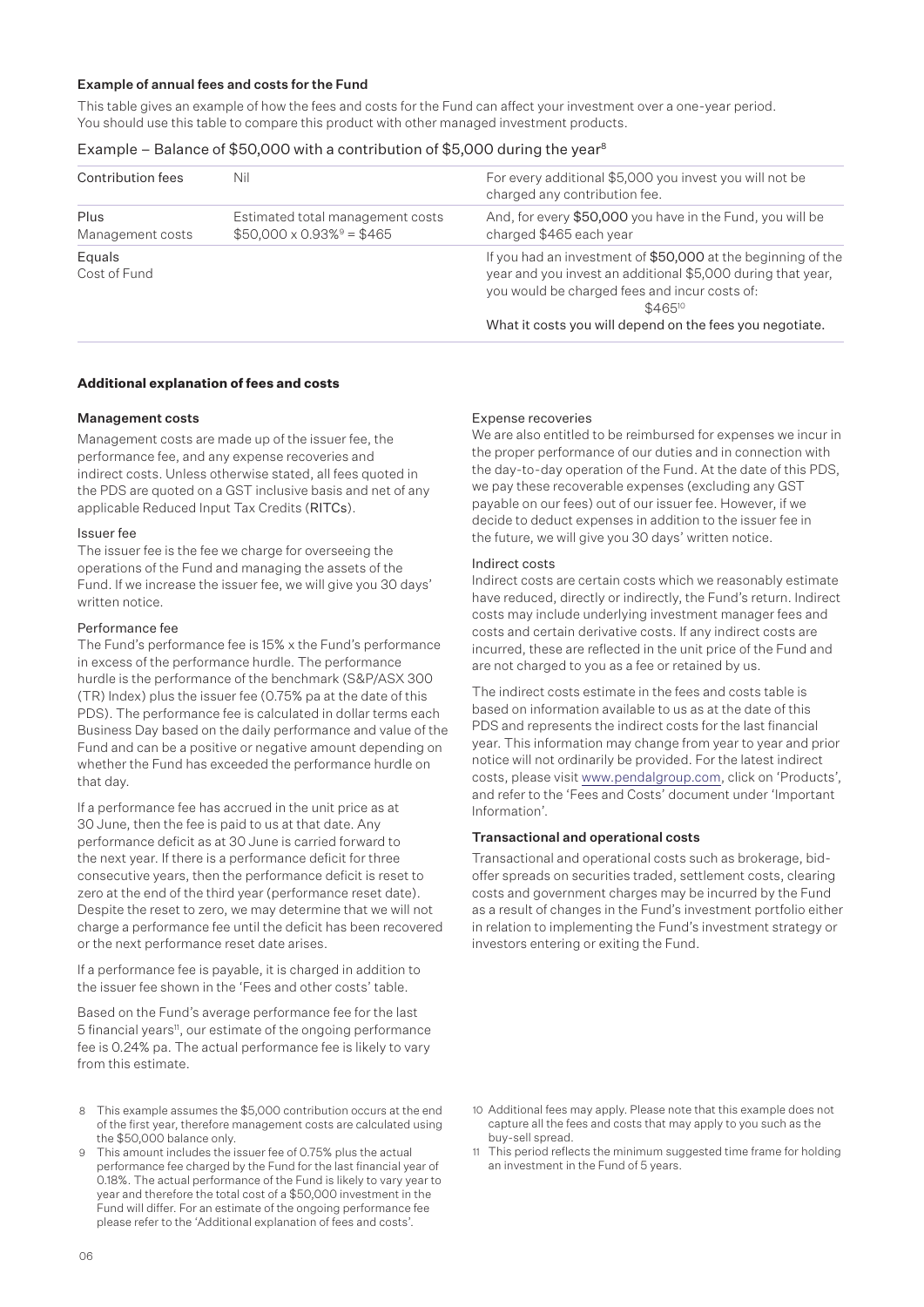#### Example of annual fees and costs for the Fund

This table gives an example of how the fees and costs for the Fund can affect your investment over a one-year period. You should use this table to compare this product with other managed investment products.

Example – Balance of $50,000 with a contribution of $5,000 during the year[8]

| Contribution fees | Nil | For every additional $5,000 you invest you will not be charged any contribution fee. |
|---|---|---|
| Plus<br>Management costs | Estimated total management costs<br>$50,000 x 0.93%[9] = $465 | And, for every **$50,000** you have in the Fund, you will be charged $465 each year |
| Equals<br>Cost of Fund | | If you had an investment of **$50,000** at the beginning of the year and you invest an additional $5,000 during that year, you would be charged fees and incur costs of:<br>$465[10]<br>What it costs you will depend on the fees you negotiate. |

#### Additional explanation of fees and costs

**Management costs**

Management costs are made up of the issuer fee, the performance fee, and any expense recoveries and indirect costs. Unless otherwise stated, all fees quoted in the PDS are quoted on a GST inclusive basis and net of any applicable Reduced Input Tax Credits (RITCs).

Issuer fee

The issuer fee is the fee we charge for overseeing the operations of the Fund and managing the assets of the Fund. If we increase the issuer fee, we will give you 30 days' written notice.

Performance fee

The Fund's performance fee is 15% x the Fund's performance in excess of the performance hurdle. The performance hurdle is the performance of the benchmark (S&P/ASX 300 (TR) Index) plus the issuer fee (0.75% pa at the date of this PDS). The performance fee is calculated in dollar terms each Business Day based on the daily performance and value of the Fund and can be a positive or negative amount depending on whether the Fund has exceeded the performance hurdle on that day.

If a performance fee has accrued in the unit price as at 30 June, then the fee is paid to us at that date. Any performance deficit as at 30 June is carried forward to the next year. If there is a performance deficit for three consecutive years, then the performance deficit is reset to zero at the end of the third year (performance reset date). Despite the reset to zero, we may determine that we will not charge a performance fee until the deficit has been recovered or the next performance reset date arises.

If a performance fee is payable, it is charged in addition to the issuer fee shown in the 'Fees and other costs' table.

Based on the Fund's average performance fee for the last 5 financial years[11], our estimate of the ongoing performance fee is 0.24% pa. The actual performance fee is likely to vary from this estimate.

Expense recoveries

We are also entitled to be reimbursed for expenses we incur in the proper performance of our duties and in connection with the day-to-day operation of the Fund. At the date of this PDS, we pay these recoverable expenses (excluding any GST payable on our fees) out of our issuer fee. However, if we decide to deduct expenses in addition to the issuer fee in the future, we will give you 30 days' written notice.

Indirect costs

Indirect costs are certain costs which we reasonably estimate have reduced, directly or indirectly, the Fund's return. Indirect costs may include underlying investment manager fees and costs and certain derivative costs. If any indirect costs are incurred, these are reflected in the unit price of the Fund and are not charged to you as a fee or retained by us.

The indirect costs estimate in the fees and costs table is based on information available to us as at the date of this PDS and represents the indirect costs for the last financial year. This information may change from year to year and prior notice will not ordinarily be provided. For the latest indirect costs, please visit www.pendalgroup.com, click on 'Products', and refer to the 'Fees and Costs' document under 'Important Information'.

**Transactional and operational costs**

Transactional and operational costs such as brokerage, bid-offer spreads on securities traded, settlement costs, clearing costs and government charges may be incurred by the Fund as a result of changes in the Fund's investment portfolio either in relation to implementing the Fund's investment strategy or investors entering or exiting the Fund.

8 This example assumes the $5,000 contribution occurs at the end of the first year, therefore management costs are calculated using the $50,000 balance only.

9 This amount includes the issuer fee of 0.75% plus the actual performance fee charged by the Fund for the last financial year of 0.18%. The actual performance of the Fund is likely to vary year to year and therefore the total cost of a $50,000 investment in the Fund will differ. For an estimate of the ongoing performance fee please refer to the 'Additional explanation of fees and costs'.

10 Additional fees may apply. Please note that this example does not capture all the fees and costs that may apply to you such as the buy-sell spread.

11 This period reflects the minimum suggested time frame for holding an investment in the Fund of 5 years.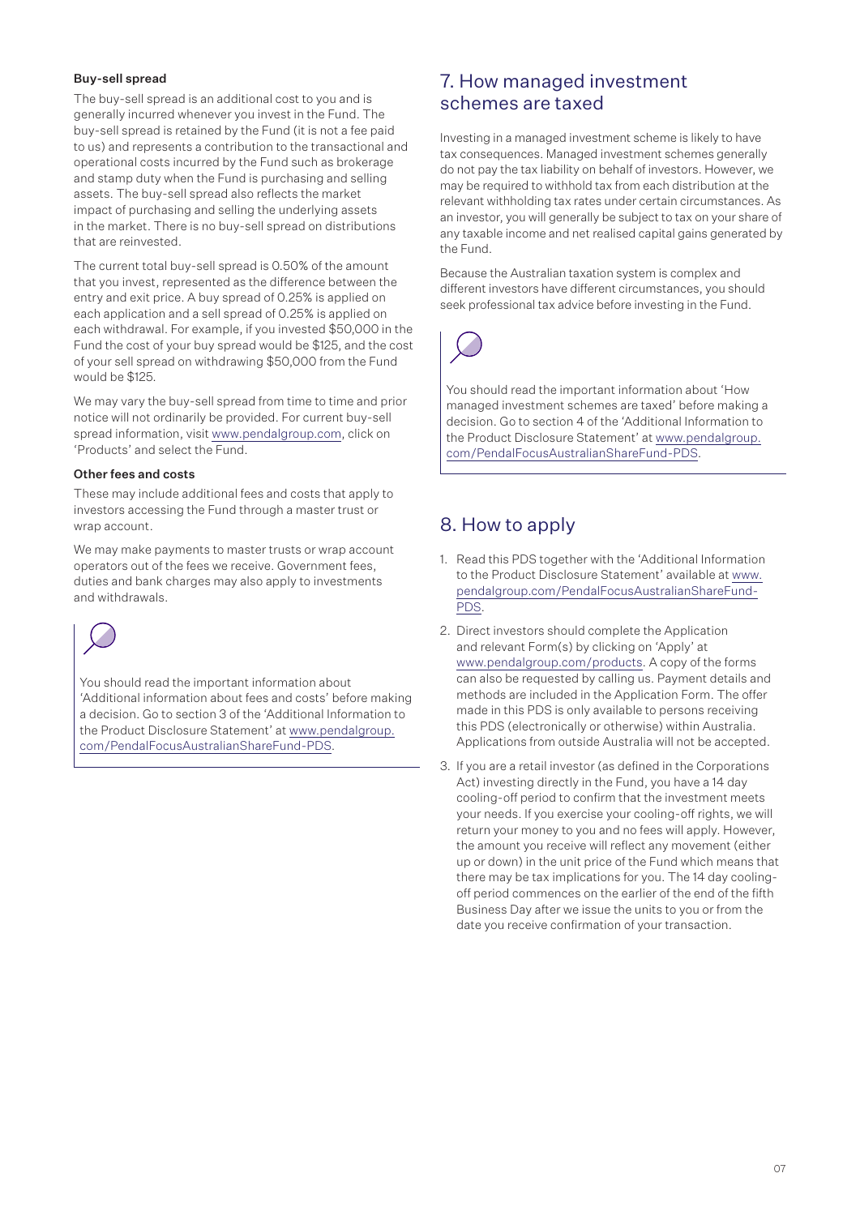### Buy-sell spread

The buy-sell spread is an additional cost to you and is generally incurred whenever you invest in the Fund. The buy-sell spread is retained by the Fund (it is not a fee paid to us) and represents a contribution to the transactional and operational costs incurred by the Fund such as brokerage and stamp duty when the Fund is purchasing and selling assets. The buy-sell spread also reflects the market impact of purchasing and selling the underlying assets in the market. There is no buy-sell spread on distributions that are reinvested.

The current total buy-sell spread is 0.50% of the amount that you invest, represented as the difference between the entry and exit price. A buy spread of 0.25% is applied on each application and a sell spread of 0.25% is applied on each withdrawal. For example, if you invested $50,000 in the Fund the cost of your buy spread would be $125, and the cost of your sell spread on withdrawing $50,000 from the Fund would be $125.

We may vary the buy-sell spread from time to time and prior notice will not ordinarily be provided. For current buy-sell spread information, visit www.pendalgroup.com, click on 'Products' and select the Fund.

### Other fees and costs

These may include additional fees and costs that apply to investors accessing the Fund through a master trust or wrap account.

We may make payments to master trusts or wrap account operators out of the fees we receive. Government fees, duties and bank charges may also apply to investments and withdrawals.

You should read the important information about 'Additional information about fees and costs' before making a decision. Go to section 3 of the 'Additional Information to the Product Disclosure Statement' at www.pendalgroup.com/PendalFocusAustralianShareFund-PDS.

## 7. How managed investment schemes are taxed

Investing in a managed investment scheme is likely to have tax consequences. Managed investment schemes generally do not pay the tax liability on behalf of investors. However, we may be required to withhold tax from each distribution at the relevant withholding tax rates under certain circumstances. As an investor, you will generally be subject to tax on your share of any taxable income and net realised capital gains generated by the Fund.

Because the Australian taxation system is complex and different investors have different circumstances, you should seek professional tax advice before investing in the Fund.

You should read the important information about 'How managed investment schemes are taxed' before making a decision. Go to section 4 of the 'Additional Information to the Product Disclosure Statement' at www.pendalgroup.com/PendalFocusAustralianShareFund-PDS.

## 8. How to apply

1. Read this PDS together with the 'Additional Information to the Product Disclosure Statement' available at www.pendalgroup.com/PendalFocusAustralianShareFund-PDS.
2. Direct investors should complete the Application and relevant Form(s) by clicking on 'Apply' at www.pendalgroup.com/products. A copy of the forms can also be requested by calling us. Payment details and methods are included in the Application Form. The offer made in this PDS is only available to persons receiving this PDS (electronically or otherwise) within Australia. Applications from outside Australia will not be accepted.
3. If you are a retail investor (as defined in the Corporations Act) investing directly in the Fund, you have a 14 day cooling-off period to confirm that the investment meets your needs. If you exercise your cooling-off rights, we will return your money to you and no fees will apply. However, the amount you receive will reflect any movement (either up or down) in the unit price of the Fund which means that there may be tax implications for you. The 14 day cooling-off period commences on the earlier of the end of the fifth Business Day after we issue the units to you or from the date you receive confirmation of your transaction.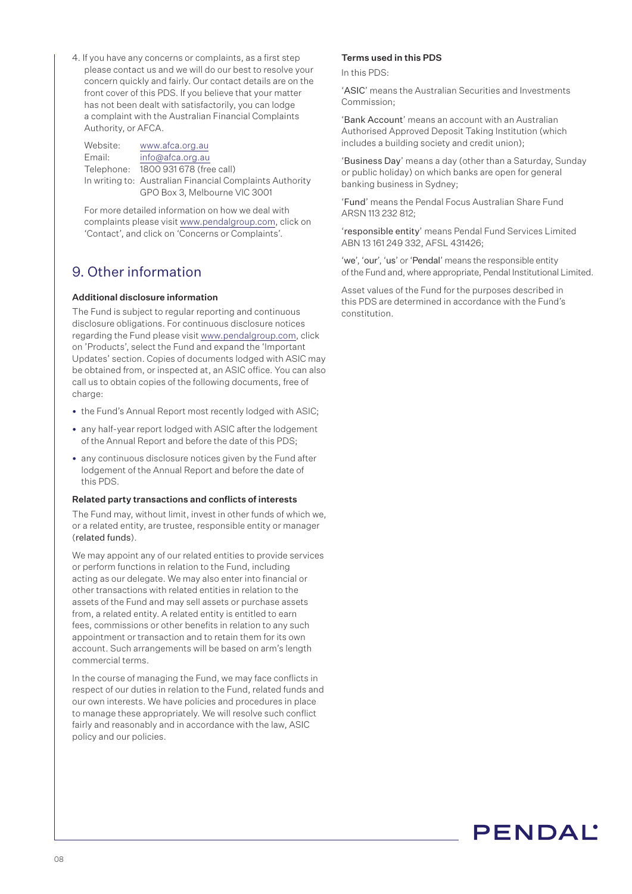4. If you have any concerns or complaints, as a first step please contact us and we will do our best to resolve your concern quickly and fairly. Our contact details are on the front cover of this PDS. If you believe that your matter has not been dealt with satisfactorily, you can lodge a complaint with the Australian Financial Complaints Authority, or AFCA.

   Website: www.afca.org.au
   Email: info@afca.org.au
   Telephone: 1800 931 678 (free call)
   In writing to: Australian Financial Complaints Authority GPO Box 3, Melbourne VIC 3001

   For more detailed information on how we deal with complaints please visit www.pendalgroup.com, click on 'Contact', and click on 'Concerns or Complaints'.

## 9. Other information

### Additional disclosure information

The Fund is subject to regular reporting and continuous disclosure obligations. For continuous disclosure notices regarding the Fund please visit www.pendalgroup.com, click on 'Products', select the Fund and expand the 'Important Updates' section. Copies of documents lodged with ASIC may be obtained from, or inspected at, an ASIC office. You can also call us to obtain copies of the following documents, free of charge:

- the Fund's Annual Report most recently lodged with ASIC;
- any half-year report lodged with ASIC after the lodgement of the Annual Report and before the date of this PDS;
- any continuous disclosure notices given by the Fund after lodgement of the Annual Report and before the date of this PDS.

### Related party transactions and conflicts of interests

The Fund may, without limit, invest in other funds of which we, or a related entity, are trustee, responsible entity or manager (related funds).

We may appoint any of our related entities to provide services or perform functions in relation to the Fund, including acting as our delegate. We may also enter into financial or other transactions with related entities in relation to the assets of the Fund and may sell assets or purchase assets from, a related entity. A related entity is entitled to earn fees, commissions or other benefits in relation to any such appointment or transaction and to retain them for its own account. Such arrangements will be based on arm's length commercial terms.

In the course of managing the Fund, we may face conflicts in respect of our duties in relation to the Fund, related funds and our own interests. We have policies and procedures in place to manage these appropriately. We will resolve such conflict fairly and reasonably and in accordance with the law, ASIC policy and our policies.

### Terms used in this PDS

In this PDS:

'ASIC' means the Australian Securities and Investments Commission;

'Bank Account' means an account with an Australian Authorised Approved Deposit Taking Institution (which includes a building society and credit union);

'Business Day' means a day (other than a Saturday, Sunday or public holiday) on which banks are open for general banking business in Sydney;

'Fund' means the Pendal Focus Australian Share Fund ARSN 113 232 812;

'responsible entity' means Pendal Fund Services Limited ABN 13 161 249 332, AFSL 431426;

'we', 'our', 'us' or 'Pendal' means the responsible entity of the Fund and, where appropriate, Pendal Institutional Limited.

Asset values of the Fund for the purposes described in this PDS are determined in accordance with the Fund's constitution.